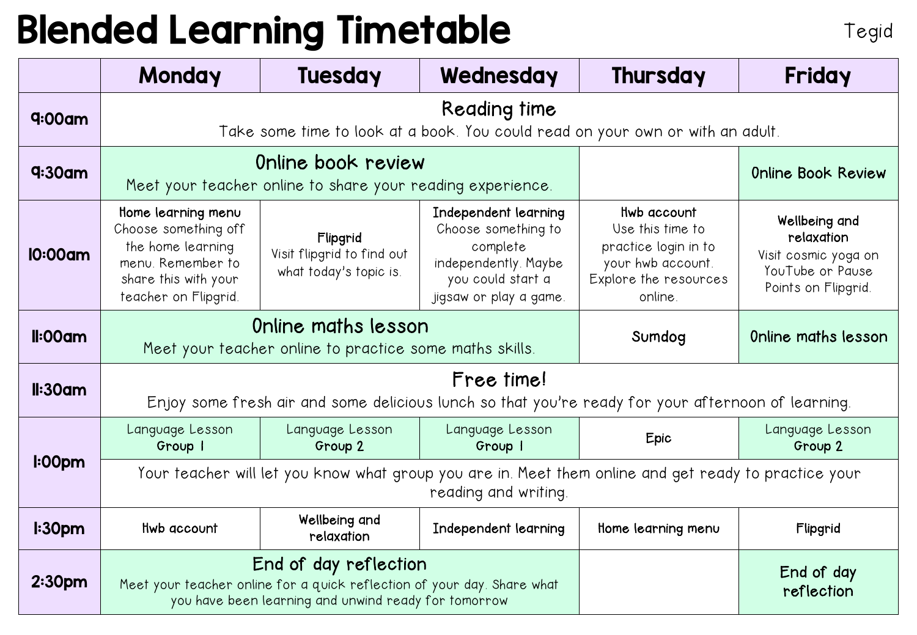# Blended Learning Timetable

Tegid

| | Monday | Tuesday | Wednesday | Thursday | Friday |
|---|---|---|---|---|---|
| 9:00am | **Reading time** Take some time to look at a book. You could read on your own or with an adult. | | | | |
| 9:30am | **Online book review** Meet your teacher online to share your reading experience. | | | | Online Book Review |
| 10:00am | **Home learning menu** Choose something off the home learning menu. Remember to share this with your teacher on Flipgrid. | **Flipgrid** Visit flipgrid to find out what today's topic is. | **Independent learning** Choose something to complete independently. Maybe you could start a jigsaw or play a game. | **Hwb account** Use this time to practice login in to your hwb account. Explore the resources online. | **Wellbeing and relaxation** Visit cosmic yoga on YouTube or Pause Points on Flipgrid. |
| 11:00am | **Online maths lesson** Meet your teacher online to practice some maths skills. | | | Sumdog | Online maths lesson |
| 11:30am | **Free time!** Enjoy some fresh air and some delicious lunch so that you're ready for your afternoon of learning. | | | | |
| 1:00pm | Language Lesson **Group 1** | Language Lesson **Group 2** | Language Lesson **Group 1** | Epic | Language Lesson **Group 2** |
| | Your teacher will let you know what group you are in. Meet them online and get ready to practice your reading and writing. | | | | |
| 1:30pm | Hwb account | Wellbeing and relaxation | Independent learning | Home learning menu | Flipgrid |
| 2:30pm | **End of day reflection** Meet your teacher online for a quick reflection of your day. Share what you have been learning and unwind ready for tomorrow | | | | End of day reflection |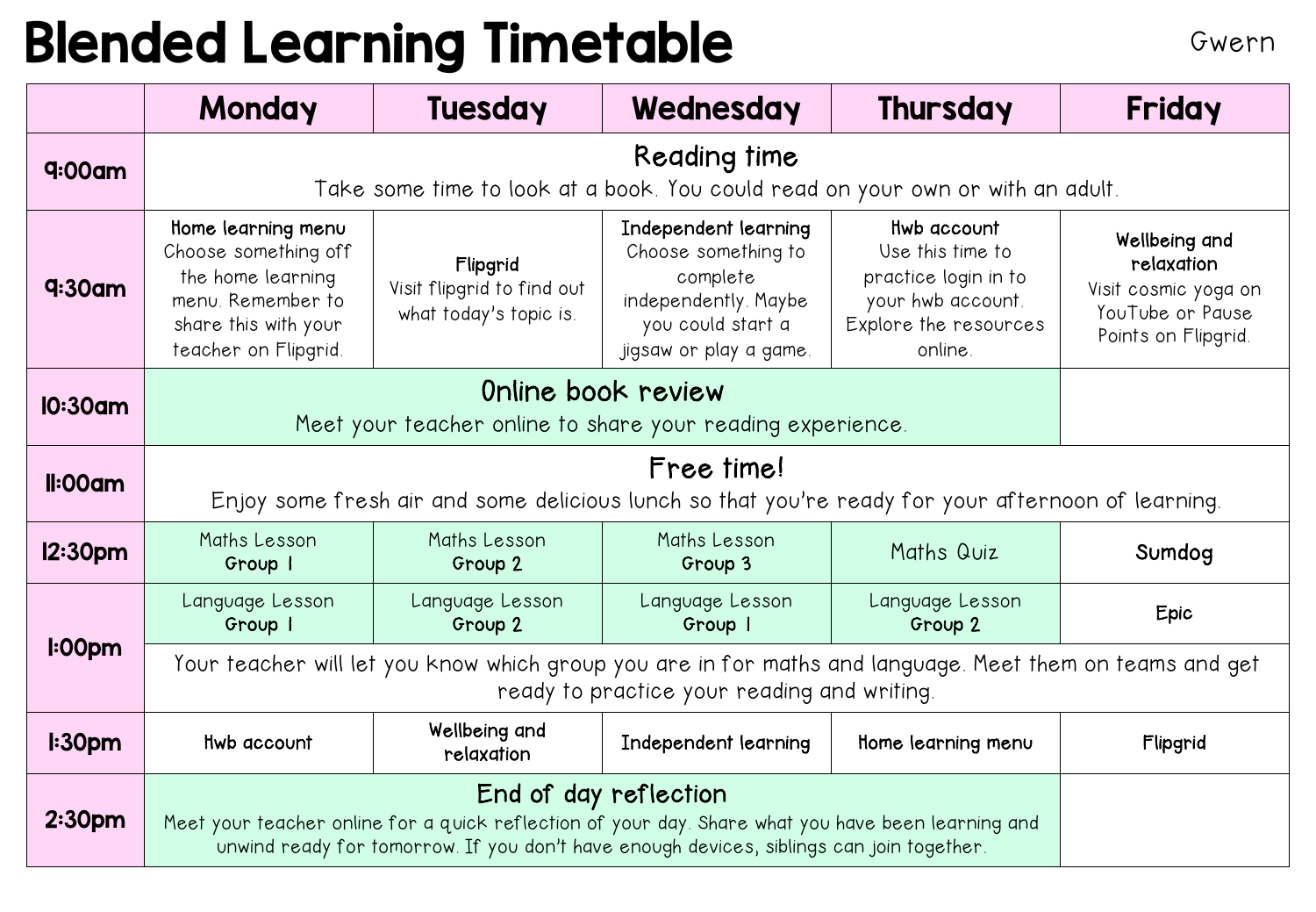# Blended Learning Timetable

Gwern

| | Monday | Tuesday | Wednesday | Thursday | Friday |
|---|---|---|---|---|---|
| 9:00am | **Reading time** Take some time to look at a book. You could read on your own or with an adult. | | | | |
| 9:30am | **Home learning menu** Choose something off the home learning menu. Remember to share this with your teacher on Flipgrid. | **Flipgrid** Visit flipgrid to find out what today's topic is. | **Independent learning** Choose something to complete independently. Maybe you could start a jigsaw or play a game. | **Hwb account** Use this time to practice login in to your hwb account. Explore the resources online. | **Wellbeing and relaxation** Visit cosmic yoga on YouTube or Pause Points on Flipgrid. |
| 10:30am | **Online book review** Meet your teacher online to share your reading experience. | | | | |
| 11:00am | **Free time!** Enjoy some fresh air and some delicious lunch so that you're ready for your afternoon of learning. | | | | |
| 12:30pm | Maths Lesson **Group 1** | Maths Lesson **Group 2** | Maths Lesson **Group 3** | Maths Quiz | **Sumdog** |
| 1:00pm | Language Lesson **Group 1** | Language Lesson **Group 2** | Language Lesson **Group 1** | Language Lesson **Group 2** | **Epic** |
| | Your teacher will let you know which group you are in for maths and language. Meet them on teams and get ready to practice your reading and writing. | | | | |
| 1:30pm | **Hwb account** | **Wellbeing and relaxation** | **Independent learning** | **Home learning menu** | **Flipgrid** |
| 2:30pm | **End of day reflection** Meet your teacher online for a quick reflection of your day. Share what you have been learning and unwind ready for tomorrow. If you don't have enough devices, siblings can join together. | | | | |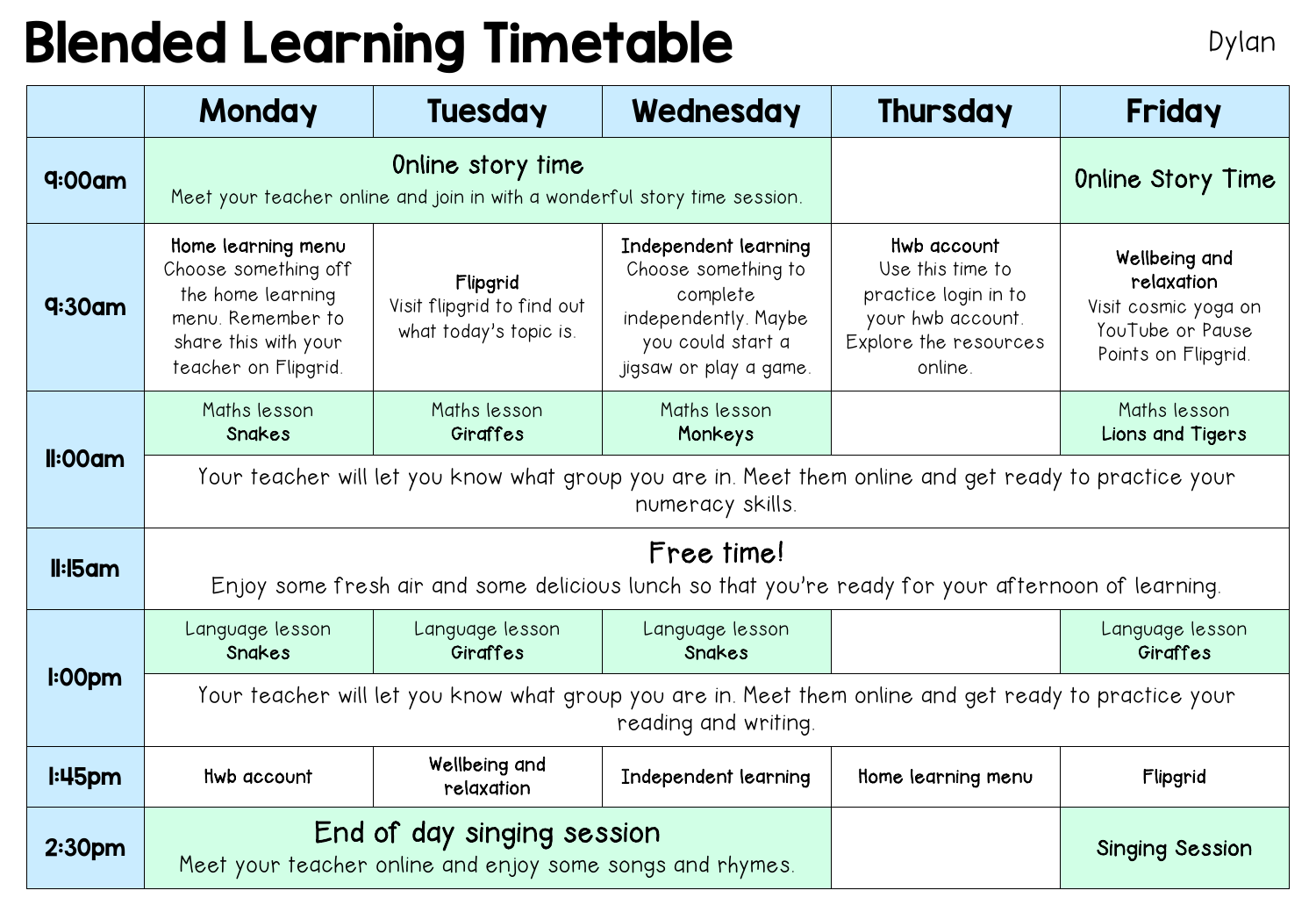# Blended Learning Timetable

Dylan

| | Monday | Tuesday | Wednesday | Thursday | Friday |
|---|---|---|---|---|---|
| 9:00am | **Online story time** Meet your teacher online and join in with a wonderful story time session. | | | | Online Story Time |
| 9:30am | **Home learning menu** Choose something off the home learning menu. Remember to share this with your teacher on Flipgrid. | **Flipgrid** Visit flipgrid to find out what today's topic is. | **Independent learning** Choose something to complete independently. Maybe you could start a jigsaw or play a game. | **Hwb account** Use this time to practice login in to your hwb account. Explore the resources online. | **Wellbeing and relaxation** Visit cosmic yoga on YouTube or Pause Points on Flipgrid. |
| 11:00am | Maths lesson **Snakes** | Maths lesson **Giraffes** | Maths lesson **Monkeys** | | Maths lesson **Lions and Tigers** |
| | Your teacher will let you know what group you are in. Meet them online and get ready to practice your numeracy skills. | | | | |
| 11:15am | **Free time!** Enjoy some fresh air and some delicious lunch so that you're ready for your afternoon of learning. | | | | |
| 1:00pm | Language lesson **Snakes** | Language lesson **Giraffes** | Language lesson **Snakes** | | Language lesson **Giraffes** |
| | Your teacher will let you know what group you are in. Meet them online and get ready to practice your reading and writing. | | | | |
| 1:45pm | Hwb account | Wellbeing and relaxation | Independent learning | Home learning menu | Flipgrid |
| 2:30pm | **End of day singing session** Meet your teacher online and enjoy some songs and rhymes. | | | | Singing Session |